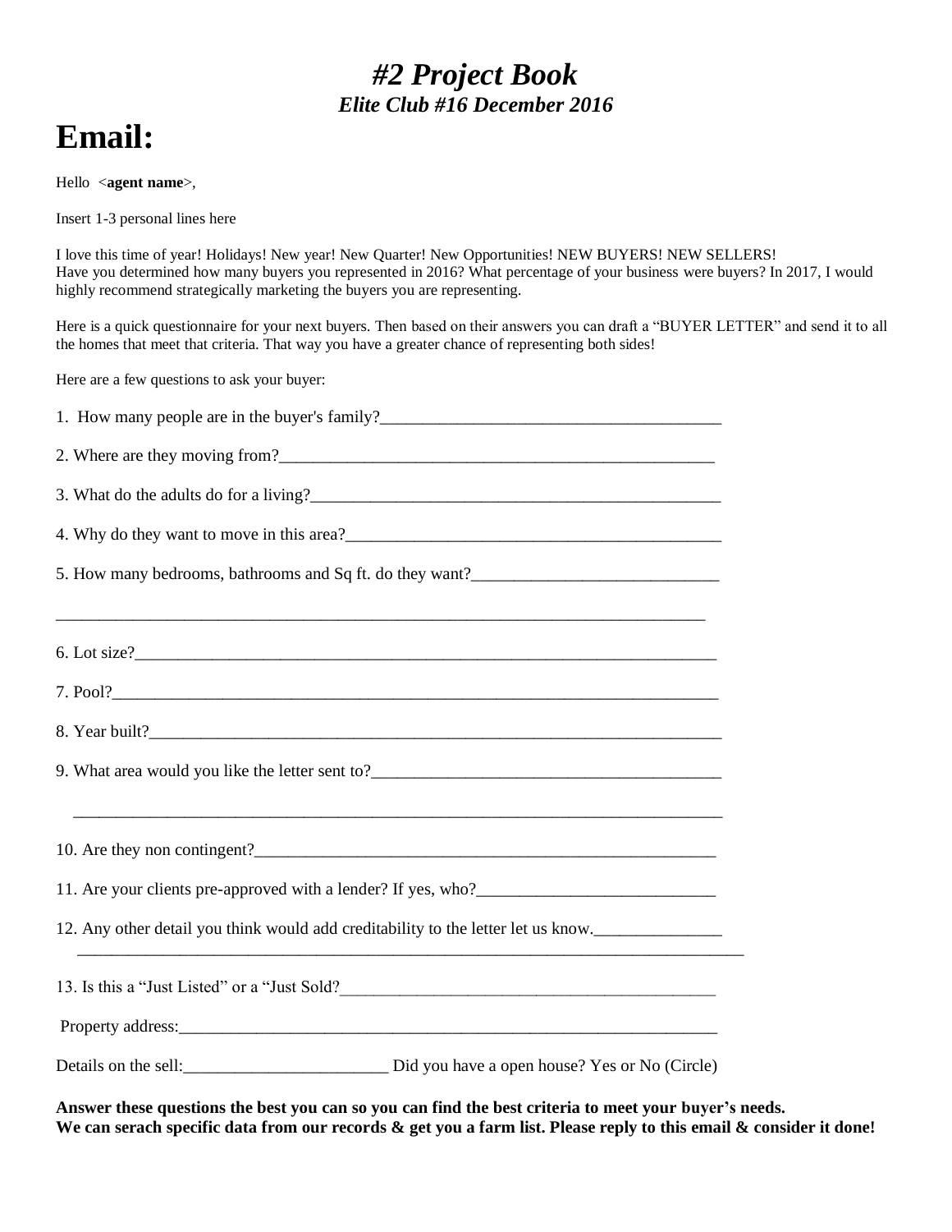# *#2 Project Book*

### *Elite Club #16 December 2016*

# Email:

Hello <**agent name**>,

Insert 1-3 personal lines here

I love this time of year! Holidays! New year! New Quarter! New Opportunities! NEW BUYERS! NEW SELLERS!
Have you determined how many buyers you represented in 2016? What percentage of your business were buyers? In 2017, I would highly recommend strategically marketing the buyers you are representing.

Here is a quick questionnaire for your next buyers. Then based on their answers you can draft a "BUYER LETTER" and send it to all the homes that meet that criteria. That way you have a greater chance of representing both sides!

Here are a few questions to ask your buyer:

1. How many people are in the buyer's family?_________________________________________

2. Where are they moving from?______________________________________________________

3. What do the adults do for a living?_________________________________________________

4. Why do they want to move in this area?_____________________________________________

5. How many bedrooms, bathrooms and Sq ft. do they want?_____________________________

_______________________________________________________________________________

6. Lot size?_______________________________________________________________________

7. Pool?__________________________________________________________________________

8. Year built?______________________________________________________________________

9. What area would you like the letter sent to?___________________________________________

_______________________________________________________________________________

10. Are they non contingent?___________________________________________________________

11. Are your clients pre-approved with a lender? If yes, who?____________________________

12. Any other detail you think would add creditability to the letter let us know._______________
_______________________________________________________________________________

13. Is this a "Just Listed" or a "Just Sold?______________________________________________

Property address:____________________________________________________________________

Details on the sell:________________________ Did you have a open house? Yes or No (Circle)

**Answer these questions the best you can so you can find the best criteria to meet your buyer's needs.**
**We can serach specific data from our records & get you a farm list. Please reply to this email & consider it done!**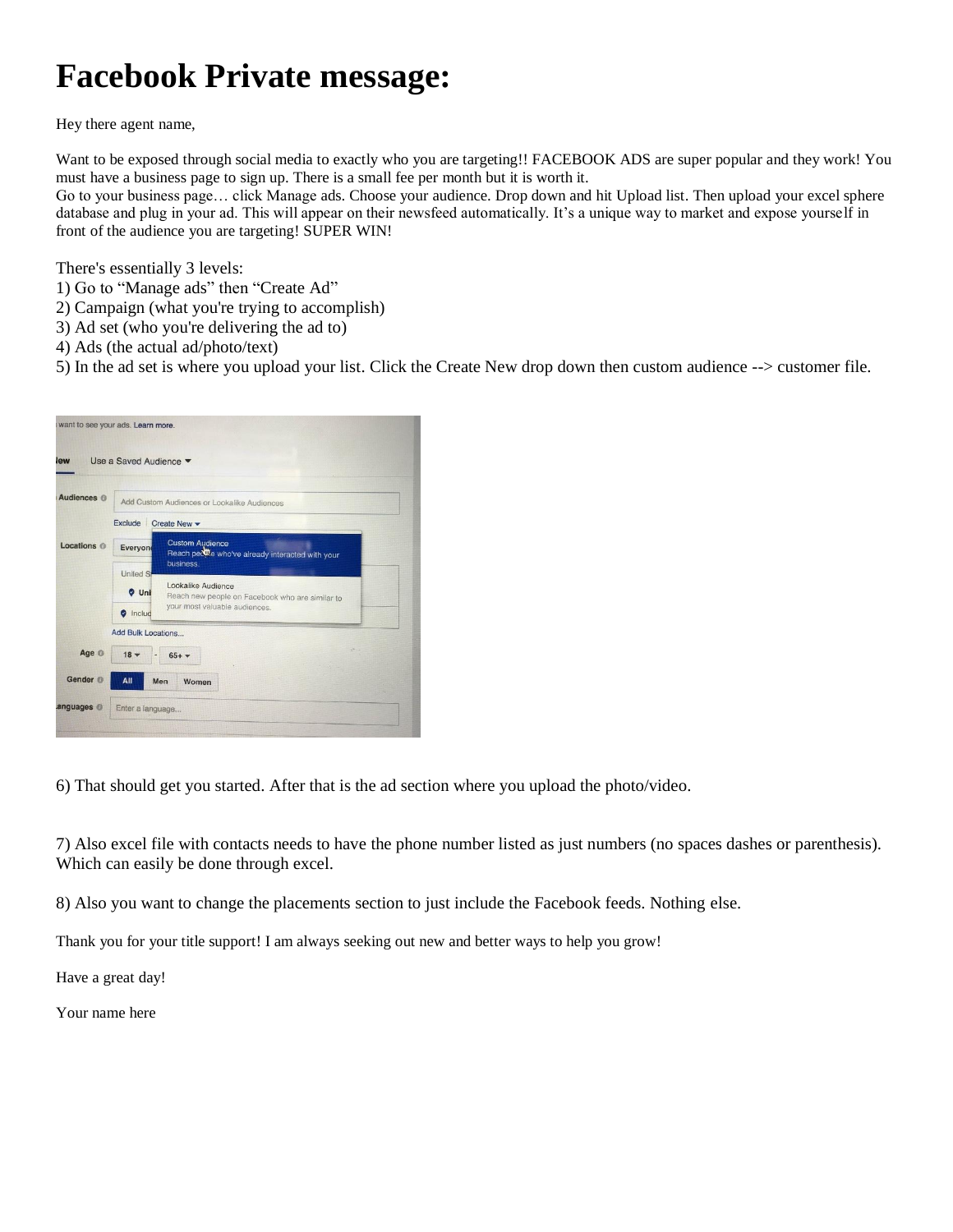# Facebook Private message:

Hey there agent name,

Want to be exposed through social media to exactly who you are targeting!! FACEBOOK ADS are super popular and they work! You must have a business page to sign up. There is a small fee per month but it is worth it.
Go to your business page… click Manage ads. Choose your audience. Drop down and hit Upload list. Then upload your excel sphere database and plug in your ad. This will appear on their newsfeed automatically. It's a unique way to market and expose yourself in front of the audience you are targeting! SUPER WIN!

There's essentially 3 levels:
1) Go to "Manage ads" then "Create Ad"
2) Campaign (what you're trying to accomplish)
3) Ad set (who you're delivering the ad to)
4) Ads (the actual ad/photo/text)
5) In the ad set is where you upload your list. Click the Create New drop down then custom audience --> customer file.

6) That should get you started. After that is the ad section where you upload the photo/video.

7) Also excel file with contacts needs to have the phone number listed as just numbers (no spaces dashes or parenthesis). Which can easily be done through excel.

8) Also you want to change the placements section to just include the Facebook feeds. Nothing else.

Thank you for your title support! I am always seeking out new and better ways to help you grow!

Have a great day!

Your name here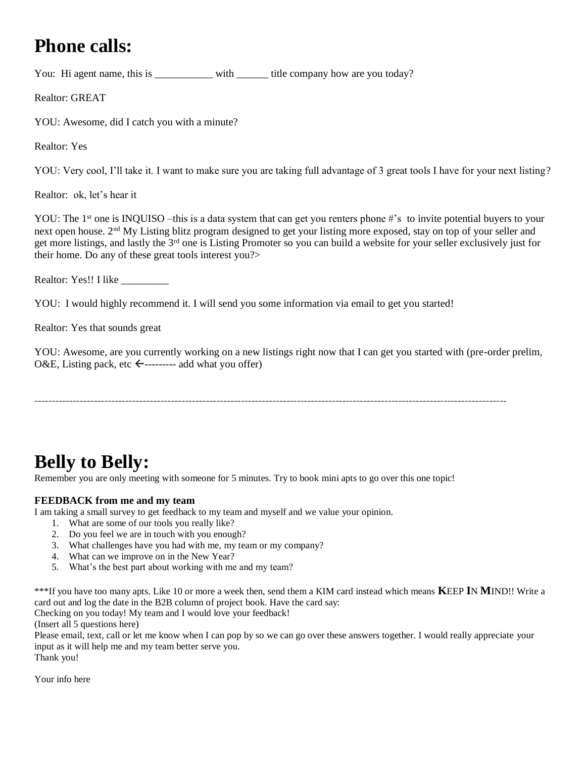# Phone calls:

You: Hi agent name, this is ___________ with ______ title company how are you today?

Realtor: GREAT

YOU: Awesome, did I catch you with a minute?

Realtor: Yes

YOU: Very cool, I'll take it. I want to make sure you are taking full advantage of 3 great tools I have for your next listing?

Realtor: ok, let's hear it

YOU: The 1st one is INQUISO –this is a data system that can get you renters phone #'s to invite potential buyers to your next open house. 2nd My Listing blitz program designed to get your listing more exposed, stay on top of your seller and get more listings, and lastly the 3rd one is Listing Promoter so you can build a website for your seller exclusively just for their home. Do any of these great tools interest you?>

Realtor: Yes!! I like _________

YOU: I would highly recommend it. I will send you some information via email to get you started!

Realtor: Yes that sounds great

YOU: Awesome, are you currently working on a new listings right now that I can get you started with (pre-order prelim, O&E, Listing pack, etc ←--------- add what you offer)

---

# Belly to Belly:

Remember you are only meeting with someone for 5 minutes. Try to book mini apts to go over this one topic!

**FEEDBACK from me and my team**

I am taking a small survey to get feedback to my team and myself and we value your opinion.

1. What are some of our tools you really like?
2. Do you feel we are in touch with you enough?
3. What challenges have you had with me, my team or my company?
4. What can we improve on in the New Year?
5. What's the best part about working with me and my team?

***If you have too many apts. Like 10 or more a week then, send them a KIM card instead which means **K**EEP **I**N **M**IND!! Write a card out and log the date in the B2B column of project book. Have the card say:

Checking on you today! My team and I would love your feedback!

(Insert all 5 questions here)

Please email, text, call or let me know when I can pop by so we can go over these answers together. I would really appreciate your input as it will help me and my team better serve you.

Thank you!

Your info here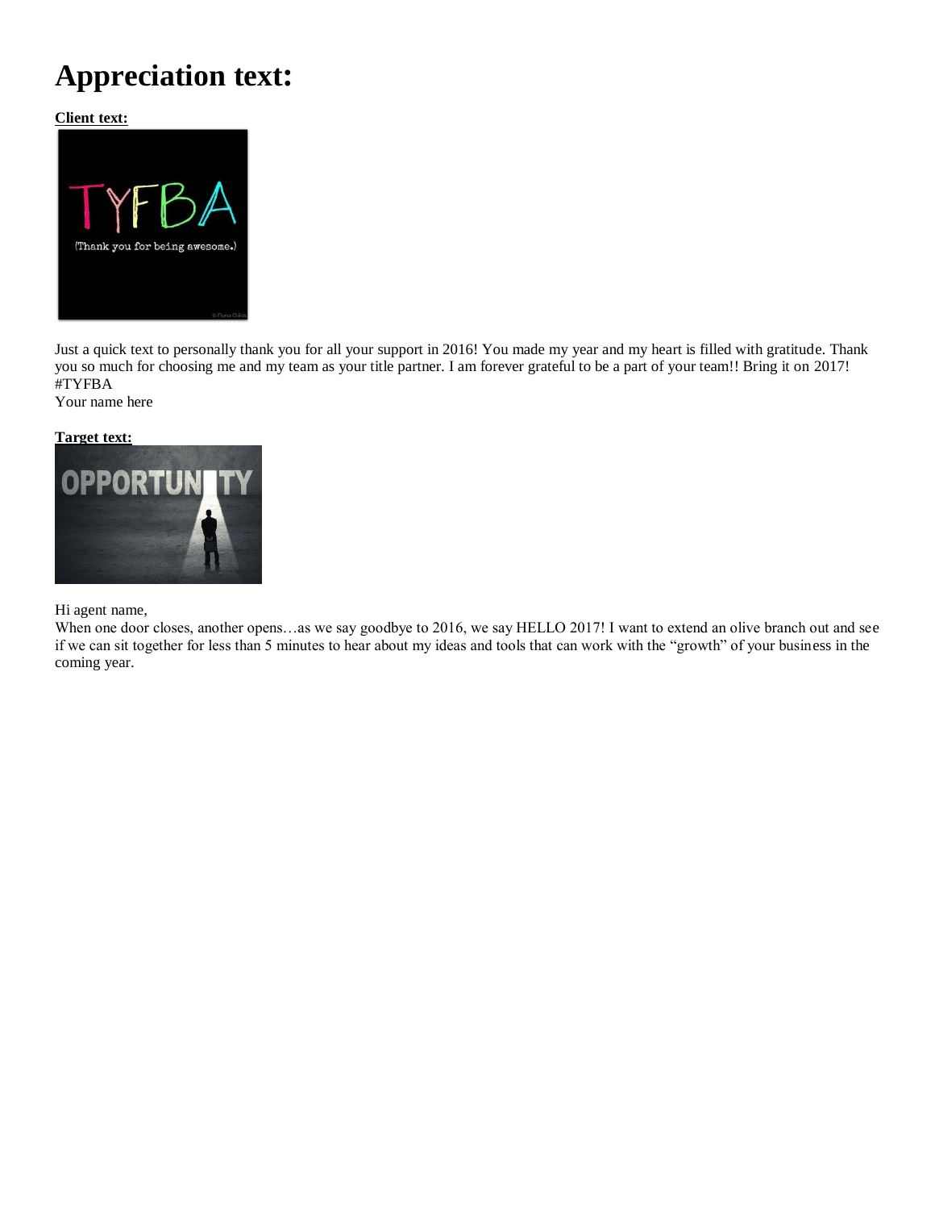# Appreciation text:

**Client text:**

Just a quick text to personally thank you for all your support in 2016! You made my year and my heart is filled with gratitude. Thank you so much for choosing me and my team as your title partner. I am forever grateful to be a part of your team!! Bring it on 2017! #TYFBA
Your name here

**Target text:**

Hi agent name,
When one door closes, another opens…as we say goodbye to 2016, we say HELLO 2017! I want to extend an olive branch out and see if we can sit together for less than 5 minutes to hear about my ideas and tools that can work with the "growth" of your business in the coming year.